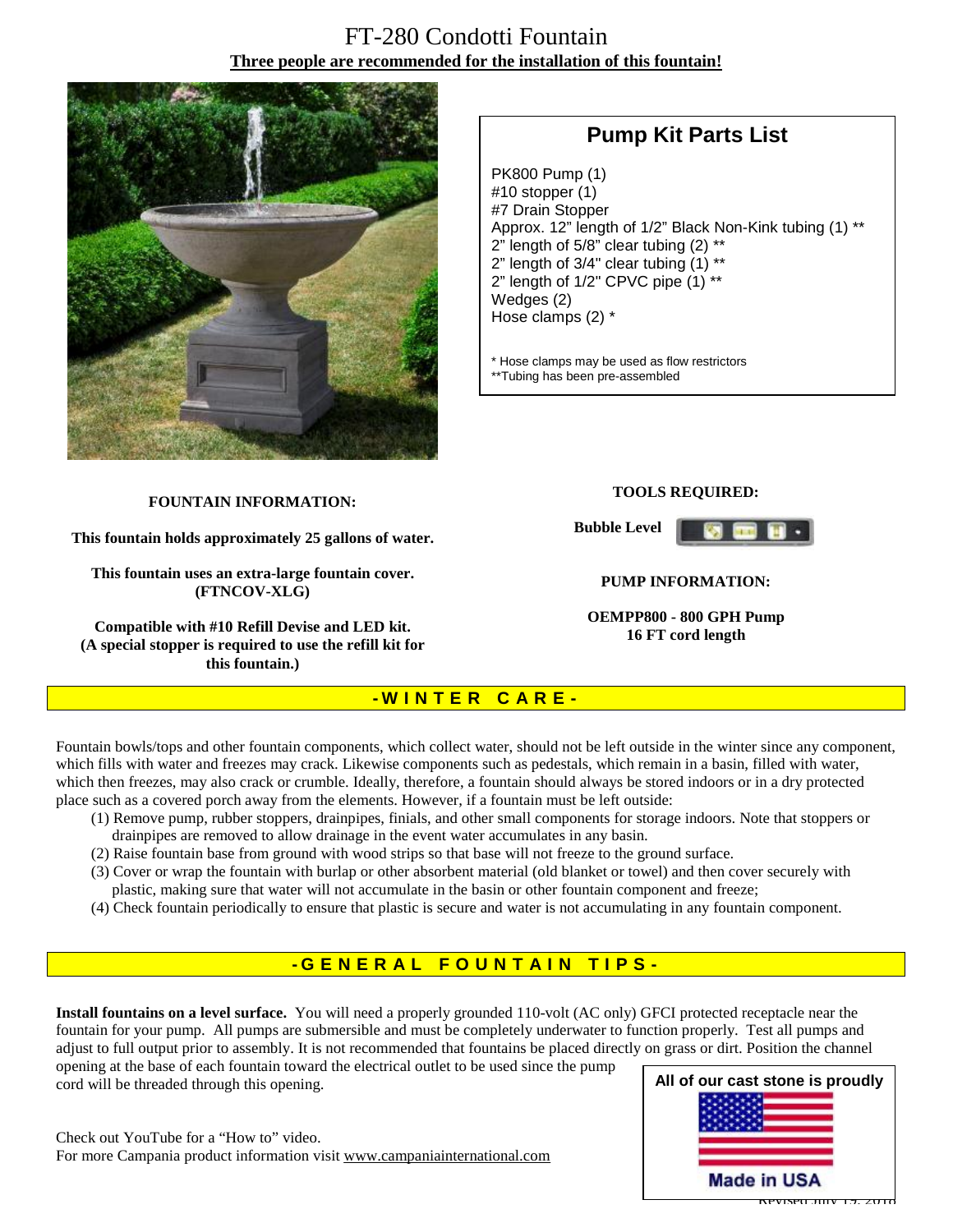# FT-280 Condotti Fountain

**Three people are recommended for the installation of this fountain!**

## Pump Kit Parts List

PK800 Pump (1)
#10 stopper (1)
#7 Drain Stopper
Approx. 12" length of 1/2" Black Non-Kink tubing (1) **
2" length of 5/8" clear tubing (2) **
2" length of 3/4" clear tubing (1) **
2" length of 1/2" CPVC pipe (1) **
Wedges (2)
Hose clamps (2) *

* Hose clamps may be used as flow restrictors
**Tubing has been pre-assembled

**FOUNTAIN INFORMATION:**

**This fountain holds approximately 25 gallons of water.**

**This fountain uses an extra-large fountain cover. (FTNCOV-XLG)**

**Compatible with #10 Refill Devise and LED kit. (A special stopper is required to use the refill kit for this fountain.)**

**TOOLS REQUIRED:**

**Bubble Level**

**PUMP INFORMATION:**

**OEMPP800 - 800 GPH Pump**
**16 FT cord length**

## -WINTER CARE-

Fountain bowls/tops and other fountain components, which collect water, should not be left outside in the winter since any component, which fills with water and freezes may crack. Likewise components such as pedestals, which remain in a basin, filled with water, which then freezes, may also crack or crumble. Ideally, therefore, a fountain should always be stored indoors or in a dry protected place such as a covered porch away from the elements. However, if a fountain must be left outside:

(1) Remove pump, rubber stoppers, drainpipes, finials, and other small components for storage indoors. Note that stoppers or drainpipes are removed to allow drainage in the event water accumulates in any basin.
(2) Raise fountain base from ground with wood strips so that base will not freeze to the ground surface.
(3) Cover or wrap the fountain with burlap or other absorbent material (old blanket or towel) and then cover securely with plastic, making sure that water will not accumulate in the basin or other fountain component and freeze;
(4) Check fountain periodically to ensure that plastic is secure and water is not accumulating in any fountain component.

## -GENERAL FOUNTAIN TIPS-

**Install fountains on a level surface.** You will need a properly grounded 110-volt (AC only) GFCI protected receptacle near the fountain for your pump. All pumps are submersible and must be completely underwater to function properly. Test all pumps and adjust to full output prior to assembly. It is not recommended that fountains be placed directly on grass or dirt. Position the channel opening at the base of each fountain toward the electrical outlet to be used since the pump cord will be threaded through this opening.

Check out YouTube for a "How to" video.
For more Campania product information visit www.campaniainternational.com

**All of our cast stone is proudly Made in USA**

Revised July 19, 2016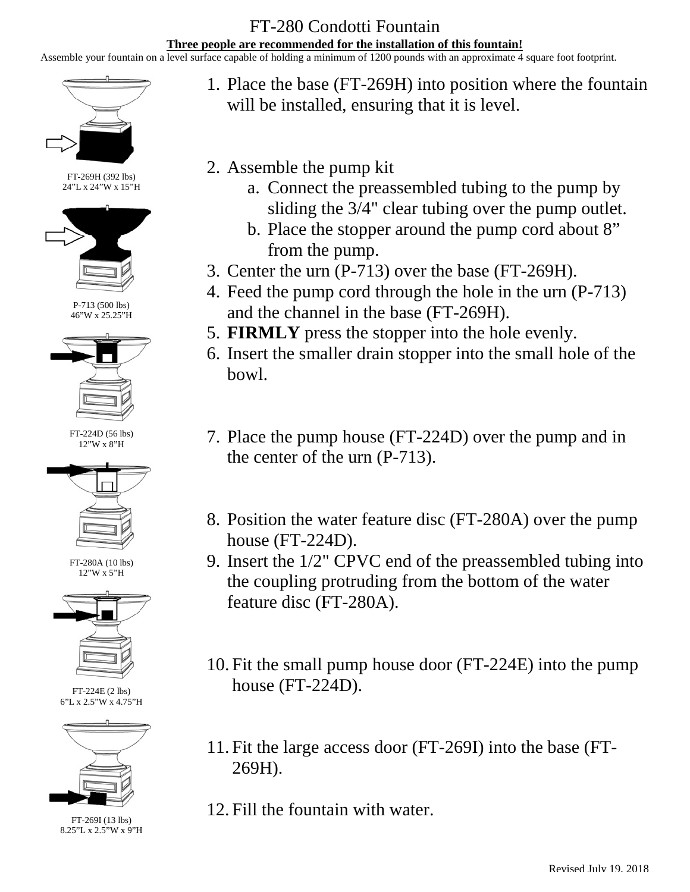# FT-280 Condotti Fountain

**Three people are recommended for the installation of this fountain!**

Assemble your fountain on a level surface capable of holding a minimum of 1200 pounds with an approximate 4 square foot footprint.

FT-269H (392 lbs)
24"L x 24"W x 15"H

1. Place the base (FT-269H) into position where the fountain will be installed, ensuring that it is level.

P-713 (500 lbs)
46"W x 25.25"H

2. Assemble the pump kit
   a. Connect the preassembled tubing to the pump by sliding the 3/4" clear tubing over the pump outlet.
   b. Place the stopper around the pump cord about 8" from the pump.
3. Center the urn (P-713) over the base (FT-269H).
4. Feed the pump cord through the hole in the urn (P-713) and the channel in the base (FT-269H).
5. **FIRMLY** press the stopper into the hole evenly.
6. Insert the smaller drain stopper into the small hole of the bowl.

FT-224D (56 lbs)
12"W x 8"H

7. Place the pump house (FT-224D) over the pump and in the center of the urn (P-713).

FT-280A (10 lbs)
12"W x 5"H

8. Position the water feature disc (FT-280A) over the pump house (FT-224D).
9. Insert the 1/2" CPVC end of the preassembled tubing into the coupling protruding from the bottom of the water feature disc (FT-280A).

FT-224E (2 lbs)
6"L x 2.5"W x 4.75"H

10. Fit the small pump house door (FT-224E) into the pump house (FT-224D).

FT-269I (13 lbs)
8.25"L x 2.5"W x 9"H

11. Fit the large access door (FT-269I) into the base (FT-269H).

12. Fill the fountain with water.

Revised July 19, 2018